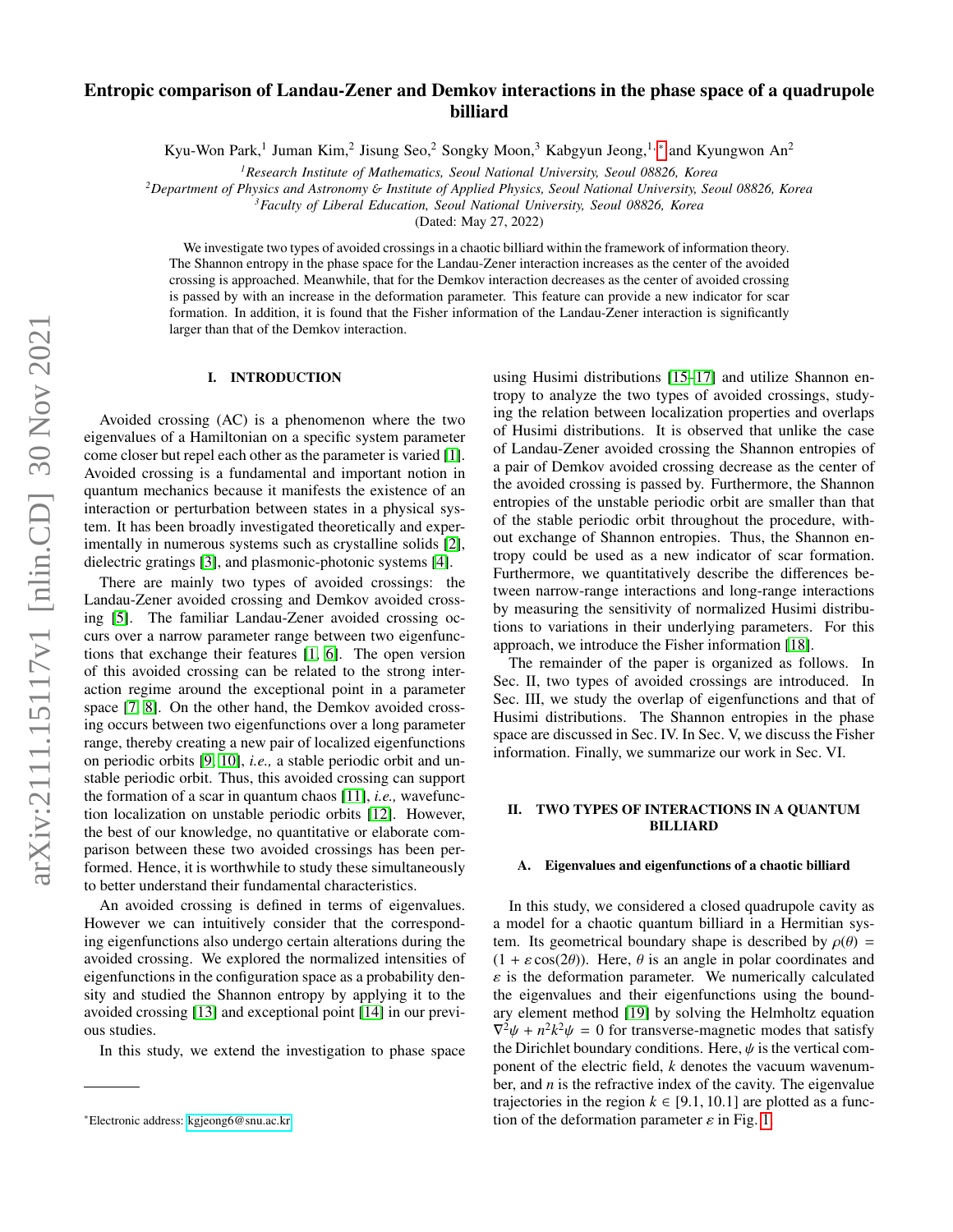# Entropic comparison of Landau-Zener and Demkov interactions in the phase space of a quadrupole billiard

Kyu-Won Park,[1] Juman Kim,[2] Jisung Seo,[2] Songky Moon,[3] Kabgyun Jeong,[1,*] and Kyungwon An[2]

[1]*Research Institute of Mathematics, Seoul National University, Seoul 08826, Korea*
[2]*Department of Physics and Astronomy & Institute of Applied Physics, Seoul National University, Seoul 08826, Korea*
[3]*Faculty of Liberal Education, Seoul National University, Seoul 08826, Korea*

(Dated: May 27, 2022)

We investigate two types of avoided crossings in a chaotic billiard within the framework of information theory. The Shannon entropy in the phase space for the Landau-Zener interaction increases as the center of the avoided crossing is approached. Meanwhile, that for the Demkov interaction decreases as the center of avoided crossing is passed by with an increase in the deformation parameter. This feature can provide a new indicator for scar formation. In addition, it is found that the Fisher information of the Landau-Zener interaction is significantly larger than that of the Demkov interaction.

## I. INTRODUCTION

Avoided crossing (AC) is a phenomenon where the two eigenvalues of a Hamiltonian on a specific system parameter come closer but repel each other as the parameter is varied [1]. Avoided crossing is a fundamental and important notion in quantum mechanics because it manifests the existence of an interaction or perturbation between states in a physical system. It has been broadly investigated theoretically and experimentally in numerous systems such as crystalline solids [2], dielectric gratings [3], and plasmonic-photonic systems [4].

There are mainly two types of avoided crossings: the Landau-Zener avoided crossing and Demkov avoided crossing [5]. The familiar Landau-Zener avoided crossing occurs over a narrow parameter range between two eigenfunctions that exchange their features [1, 6]. The open version of this avoided crossing can be related to the strong interaction regime around the exceptional point in a parameter space [7, 8]. On the other hand, the Demkov avoided crossing occurs between two eigenfunctions over a long parameter range, thereby creating a new pair of localized eigenfunctions on periodic orbits [9, 10], *i.e.,* a stable periodic orbit and unstable periodic orbit. Thus, this avoided crossing can support the formation of a scar in quantum chaos [11], *i.e.,* wavefunction localization on unstable periodic orbits [12]. However, the best of our knowledge, no quantitative or elaborate comparison between these two avoided crossings has been performed. Hence, it is worthwhile to study these simultaneously to better understand their fundamental characteristics.

An avoided crossing is defined in terms of eigenvalues. However we can intuitively consider that the corresponding eigenfunctions also undergo certain alterations during the avoided crossing. We explored the normalized intensities of eigenfunctions in the configuration space as a probability density and studied the Shannon entropy by applying it to the avoided crossing [13] and exceptional point [14] in our previous studies.

In this study, we extend the investigation to phase space using Husimi distributions [15–17] and utilize Shannon entropy to analyze the two types of avoided crossings, studying the relation between localization properties and overlaps of Husimi distributions. It is observed that unlike the case of Landau-Zener avoided crossing the Shannon entropies of a pair of Demkov avoided crossing decrease as the center of the avoided crossing is passed by. Furthermore, the Shannon entropies of the unstable periodic orbit are smaller than that of the stable periodic orbit throughout the procedure, without exchange of Shannon entropies. Thus, the Shannon entropy could be used as a new indicator of scar formation. Furthermore, we quantitatively describe the differences between narrow-range interactions and long-range interactions by measuring the sensitivity of normalized Husimi distributions to variations in their underlying parameters. For this approach, we introduce the Fisher information [18].

The remainder of the paper is organized as follows. In Sec. II, two types of avoided crossings are introduced. In Sec. III, we study the overlap of eigenfunctions and that of Husimi distributions. The Shannon entropies in the phase space are discussed in Sec. IV. In Sec. V, we discuss the Fisher information. Finally, we summarize our work in Sec. VI.

## II. TWO TYPES OF INTERACTIONS IN A QUANTUM BILLIARD

### A. Eigenvalues and eigenfunctions of a chaotic billiard

In this study, we considered a closed quadrupole cavity as a model for a chaotic quantum billiard in a Hermitian system. Its geometrical boundary shape is described by $\rho(\theta) = (1 + \varepsilon \cos(2\theta))$. Here, $\theta$ is an angle in polar coordinates and $\varepsilon$ is the deformation parameter. We numerically calculated the eigenvalues and their eigenfunctions using the boundary element method [19] by solving the Helmholtz equation $\nabla^2\psi + n^2k^2\psi = 0$ for transverse-magnetic modes that satisfy the Dirichlet boundary conditions. Here, $\psi$ is the vertical component of the electric field, $k$ denotes the vacuum wavenumber, and $n$ is the refractive index of the cavity. The eigenvalue trajectories in the region $k \in [9.1, 10.1]$ are plotted as a function of the deformation parameter $\varepsilon$ in Fig. 1.

---

*Electronic address: kgjeong6@snu.ac.kr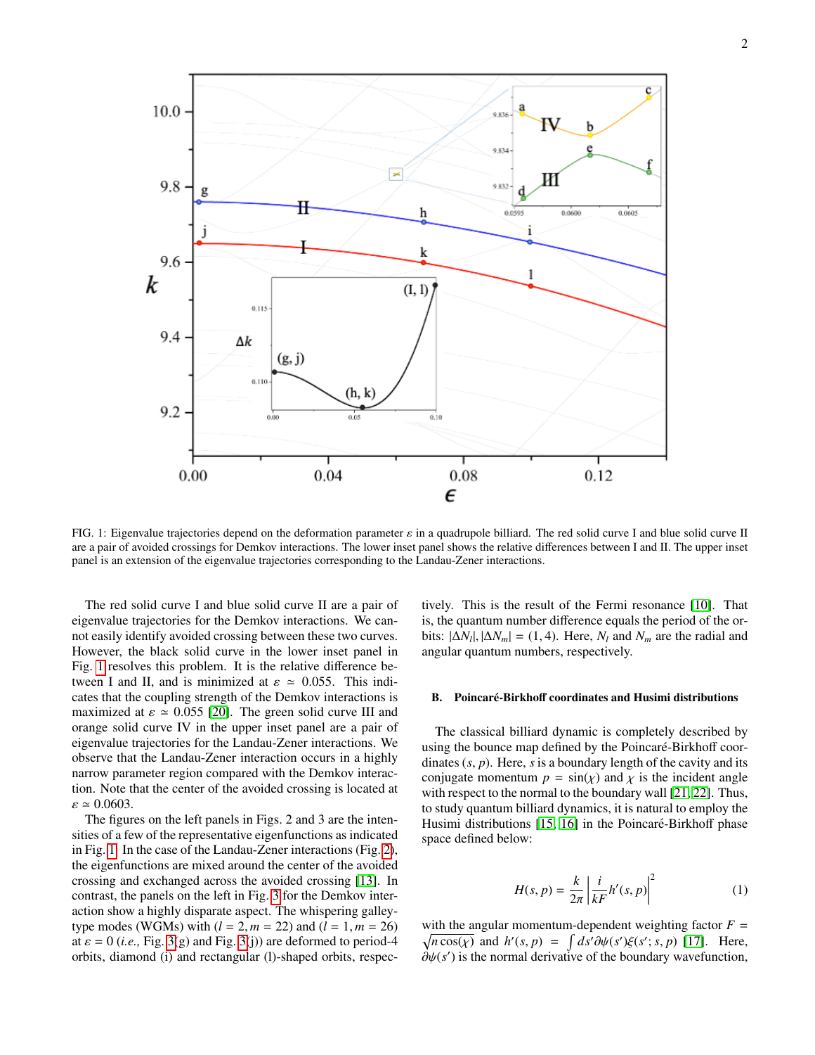FIG. 1: Eigenvalue trajectories depend on the deformation parameter $\varepsilon$ in a quadrupole billiard. The red solid curve I and blue solid curve II are a pair of avoided crossings for Demkov interactions. The lower inset panel shows the relative differences between I and II. The upper inset panel is an extension of the eigenvalue trajectories corresponding to the Landau-Zener interactions.

The red solid curve I and blue solid curve II are a pair of eigenvalue trajectories for the Demkov interactions. We cannot easily identify avoided crossing between these two curves. However, the black solid curve in the lower inset panel in Fig. 1 resolves this problem. It is the relative difference between I and II, and is minimized at $\varepsilon \simeq 0.055$. This indicates that the coupling strength of the Demkov interactions is maximized at $\varepsilon \simeq 0.055$ [20]. The green solid curve III and orange solid curve IV in the upper inset panel are a pair of eigenvalue trajectories for the Landau-Zener interactions. We observe that the Landau-Zener interaction occurs in a highly narrow parameter region compared with the Demkov interaction. Note that the center of the avoided crossing is located at $\varepsilon \simeq 0.0603$.

The figures on the left panels in Figs. 2 and 3 are the intensities of a few of the representative eigenfunctions as indicated in Fig. 1. In the case of the Landau-Zener interactions (Fig. 2), the eigenfunctions are mixed around the center of the avoided crossing and exchanged across the avoided crossing [13]. In contrast, the panels on the left in Fig. 3 for the Demkov interaction show a highly disparate aspect. The whispering galley-type modes (WGMs) with $(l = 2, m = 22)$ and $(l = 1, m = 26)$ at $\varepsilon = 0$ (*i.e.,* Fig. 3(g) and Fig. 3(j)) are deformed to period-4 orbits, diamond (i) and rectangular (l)-shaped orbits, respectively. This is the result of the Fermi resonance [10]. That is, the quantum number difference equals the period of the orbits: $|\Delta N_l|, |\Delta N_m| = (1, 4)$. Here, $N_l$ and $N_m$ are the radial and angular quantum numbers, respectively.

### B. Poincaré-Birkhoff coordinates and Husimi distributions

The classical billiard dynamic is completely described by using the bounce map defined by the Poincaré-Birkhoff coordinates $(s, p)$. Here, $s$ is a boundary length of the cavity and its conjugate momentum $p = \sin(\chi)$ and $\chi$ is the incident angle with respect to the normal to the boundary wall [21, 22]. Thus, to study quantum billiard dynamics, it is natural to employ the Husimi distributions [15, 16] in the Poincaré-Birkhoff phase space defined below:

$$H(s, p) = \frac{k}{2\pi}\left|\frac{i}{kF}h'(s, p)\right|^2 \tag{1}$$

with the angular momentum-dependent weighting factor $F = \sqrt{n\cos(\chi)}$ and $h'(s, p) = \int ds'\partial\psi(s')\xi(s'; s, p)$ [17]. Here, $\partial\psi(s')$ is the normal derivative of the boundary wavefunction,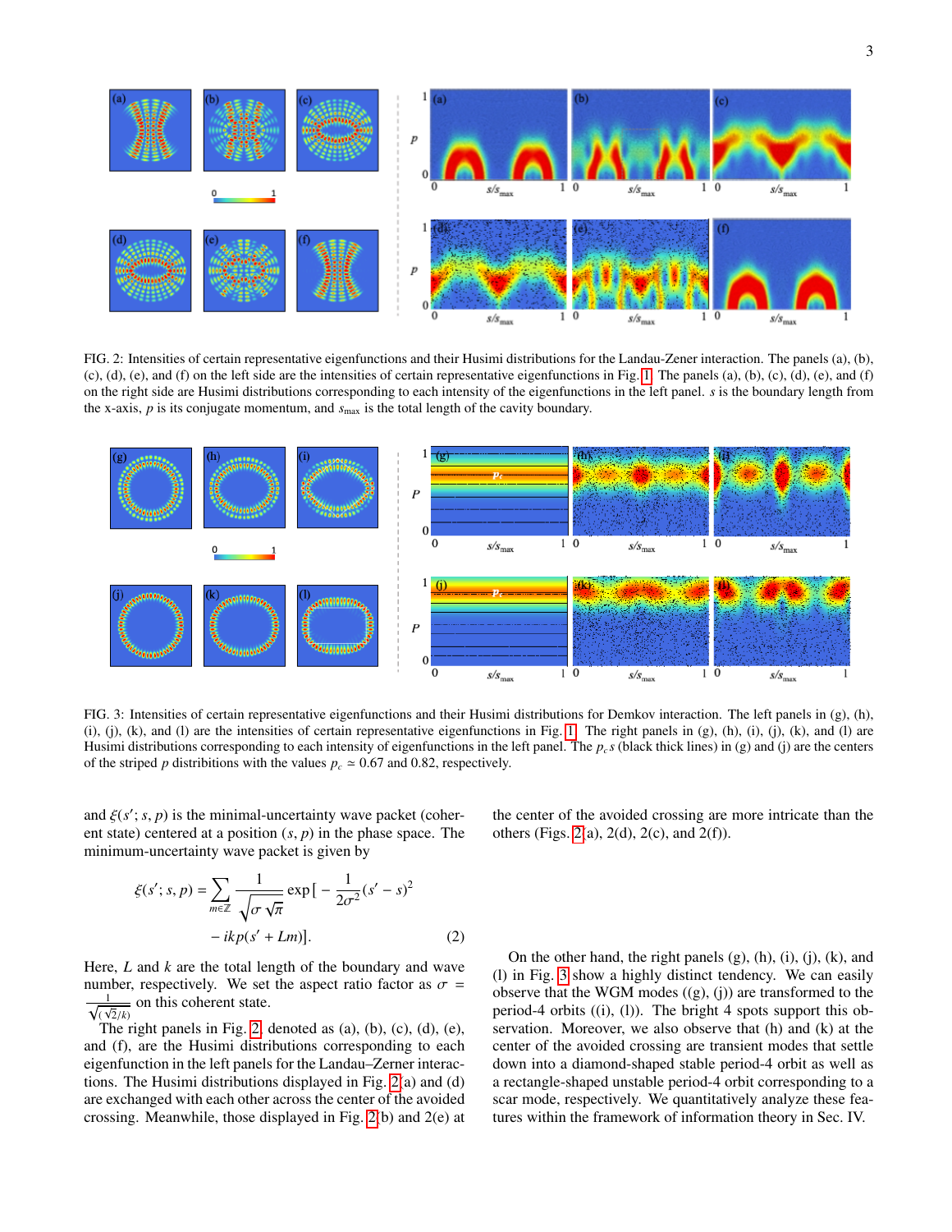FIG. 2: Intensities of certain representative eigenfunctions and their Husimi distributions for the Landau-Zener interaction. The panels (a), (b), (c), (d), (e), and (f) on the left side are the intensities of certain representative eigenfunctions in Fig. 1. The panels (a), (b), (c), (d), (e), and (f) on the right side are Husimi distributions corresponding to each intensity of the eigenfunctions in the left panel. $s$ is the boundary length from the x-axis, $p$ is its conjugate momentum, and $s_{\max}$ is the total length of the cavity boundary.

FIG. 3: Intensities of certain representative eigenfunctions and their Husimi distributions for Demkov interaction. The left panels in (g), (h), (i), (j), (k), and (l) are the intensities of certain representative eigenfunctions in Fig. 1. The right panels in (g), (h), (i), (j), (k), and (l) are Husimi distributions corresponding to each intensity of eigenfunctions in the left panel. The $p_c$s (black thick lines) in (g) and (j) are the centers of the striped $p$ distributions with the values $p_c \simeq 0.67$ and 0.82, respectively.

and $\xi(s'; s, p)$ is the minimal-uncertainty wave packet (coherent state) centered at a position $(s, p)$ in the phase space. The minimum-uncertainty wave packet is given by

$$\xi(s'; s, p) = \sum_{m \in \mathbb{Z}} \frac{1}{\sqrt{\sigma \sqrt{\pi}}} \exp\Big[ -\frac{1}{2\sigma^2}(s' - s)^2 - ikp(s' + Lm)\Big]. \quad (2)$$

Here, $L$ and $k$ are the total length of the boundary and wave number, respectively. We set the aspect ratio factor as $\sigma = \frac{1}{\sqrt{(\sqrt{2}/k)}}$ on this coherent state.

The right panels in Fig. 2, denoted as (a), (b), (c), (d), (e), and (f), are the Husimi distributions corresponding to each eigenfunction in the left panels for the Landau–Zener interactions. The Husimi distributions displayed in Fig. 2(a) and (d) are exchanged with each other across the center of the avoided crossing. Meanwhile, those displayed in Fig. 2(b) and 2(e) at the center of the avoided crossing are more intricate than the others (Figs. 2(a), 2(d), 2(c), and 2(f)).

On the other hand, the right panels (g), (h), (i), (j), (k), and (l) in Fig. 3 show a highly distinct tendency. We can easily observe that the WGM modes ((g), (j)) are transformed to the period-4 orbits ((i), (l)). The bright 4 spots support this observation. Moreover, we also observe that (h) and (k) at the center of the avoided crossing are transient modes that settle down into a diamond-shaped stable period-4 orbit as well as a rectangle-shaped unstable period-4 orbit corresponding to a scar mode, respectively. We quantitatively analyze these features within the framework of information theory in Sec. IV.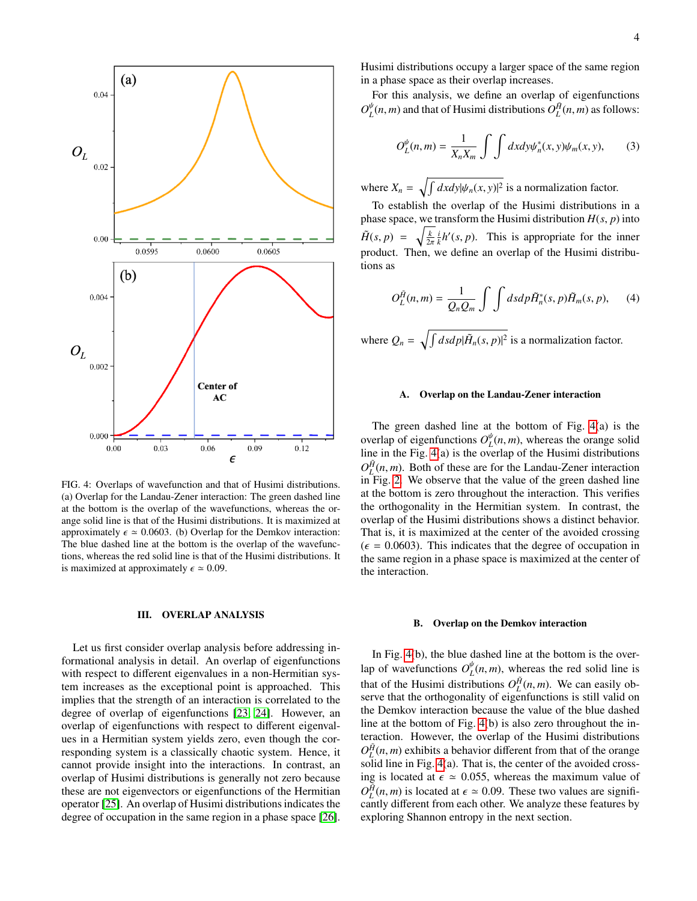FIG. 4: Overlaps of wavefunction and that of Husimi distributions. (a) Overlap for the Landau-Zener interaction: The green dashed line at the bottom is the overlap of the wavefunctions, whereas the orange solid line is that of the Husimi distributions. It is maximized at approximately $\epsilon \simeq 0.0603$. (b) Overlap for the Demkov interaction: The blue dashed line at the bottom is the overlap of the wavefunctions, whereas the red solid line is that of the Husimi distributions. It is maximized at approximately $\epsilon \simeq 0.09$.

## III. OVERLAP ANALYSIS

Let us first consider overlap analysis before addressing informational analysis in detail. An overlap of eigenfunctions with respect to different eigenvalues in a non-Hermitian system increases as the exceptional point is approached. This implies that the strength of an interaction is correlated to the degree of overlap of eigenfunctions [23, 24]. However, an overlap of eigenfunctions with respect to different eigenvalues in a Hermitian system yields zero, even though the corresponding system is a classically chaotic system. Hence, it cannot provide insight into the interactions. In contrast, an overlap of Husimi distributions is generally not zero because these are not eigenvectors or eigenfunctions of the Hermitian operator [25]. An overlap of Husimi distributions indicates the degree of occupation in the same region in a phase space [26]. Husimi distributions occupy a larger space of the same region in a phase space as their overlap increases.

For this analysis, we define an overlap of eigenfunctions $O_L^{\psi}(n,m)$ and that of Husimi distributions $O_L^{\tilde{H}}(n,m)$ as follows:

$$O_L^{\psi}(n,m) = \frac{1}{X_n X_m} \int\int dxdy \psi_n^*(x,y)\psi_m(x,y), \qquad (3)$$

where $X_n = \sqrt{\int dxdy|\psi_n(x,y)|^2}$ is a normalization factor.

To establish the overlap of the Husimi distributions in a phase space, we transform the Husimi distribution $H(s,p)$ into $\tilde{H}(s,p) = \sqrt{\frac{k}{2\pi}} \frac{i}{k} h'(s,p)$. This is appropriate for the inner product. Then, we define an overlap of the Husimi distributions as

$$O_L^{\tilde{H}}(n,m) = \frac{1}{Q_n Q_m} \int\int dsdp \tilde{H}_n^*(s,p)\tilde{H}_m(s,p), \qquad (4)$$

where $Q_n = \sqrt{\int dsdp|\tilde{H}_n(s,p)|^2}$ is a normalization factor.

### A. Overlap on the Landau-Zener interaction

The green dashed line at the bottom of Fig. 4(a) is the overlap of eigenfunctions $O_L^{\psi}(n,m)$, whereas the orange solid line in the Fig. 4(a) is the overlap of the Husimi distributions $O_L^{\tilde{H}}(n,m)$. Both of these are for the Landau-Zener interaction in Fig. 2. We observe that the value of the green dashed line at the bottom is zero throughout the interaction. This verifies the orthogonality in the Hermitian system. In contrast, the overlap of the Husimi distributions shows a distinct behavior. That is, it is maximized at the center of the avoided crossing ($\epsilon = 0.0603$). This indicates that the degree of occupation in the same region in a phase space is maximized at the center of the interaction.

### B. Overlap on the Demkov interaction

In Fig. 4(b), the blue dashed line at the bottom is the overlap of wavefunctions $O_L^{\psi}(n,m)$, whereas the red solid line is that of the Husimi distributions $O_L^{\tilde{H}}(n,m)$. We can easily observe that the orthogonality of eigenfunctions is still valid on the Demkov interaction because the value of the blue dashed line at the bottom of Fig. 4(b) is also zero throughout the interaction. However, the overlap of the Husimi distributions $O_L^{\tilde{H}}(n,m)$ exhibits a behavior different from that of the orange solid line in Fig. 4(a). That is, the center of the avoided crossing is located at $\epsilon \simeq 0.055$, whereas the maximum value of $O_L^{\tilde{H}}(n,m)$ is located at $\epsilon \simeq 0.09$. These two values are significantly different from each other. We analyze these features by exploring Shannon entropy in the next section.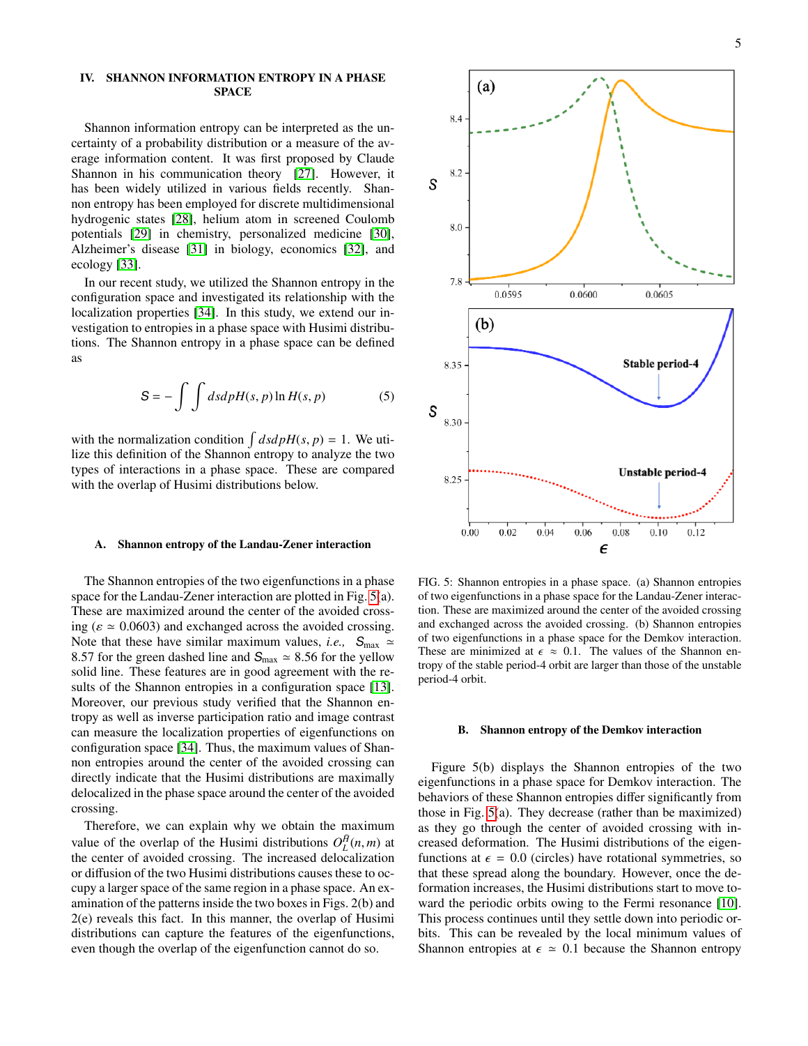## IV. SHANNON INFORMATION ENTROPY IN A PHASE SPACE

Shannon information entropy can be interpreted as the uncertainty of a probability distribution or a measure of the average information content. It was first proposed by Claude Shannon in his communication theory [27]. However, it has been widely utilized in various fields recently. Shannon entropy has been employed for discrete multidimensional hydrogenic states [28], helium atom in screened Coulomb potentials [29] in chemistry, personalized medicine [30], Alzheimer's disease [31] in biology, economics [32], and ecology [33].

In our recent study, we utilized the Shannon entropy in the configuration space and investigated its relationship with the localization properties [34]. In this study, we extend our investigation to entropies in a phase space with Husimi distributions. The Shannon entropy in a phase space can be defined as

$$S = -\int\int ds dp H(s,p) \ln H(s,p) \tag{5}$$

with the normalization condition $\int ds dp H(s,p) = 1$. We utilize this definition of the Shannon entropy to analyze the two types of interactions in a phase space. These are compared with the overlap of Husimi distributions below.

### A. Shannon entropy of the Landau-Zener interaction

The Shannon entropies of the two eigenfunctions in a phase space for the Landau-Zener interaction are plotted in Fig. 5(a). These are maximized around the center of the avoided crossing ($\varepsilon \simeq 0.0603$) and exchanged across the avoided crossing. Note that these have similar maximum values, *i.e.*, $S_{\max} \simeq 8.57$ for the green dashed line and $S_{\max} \simeq 8.56$ for the yellow solid line. These features are in good agreement with the results of the Shannon entropies in a configuration space [13]. Moreover, our previous study verified that the Shannon entropy as well as inverse participation ratio and image contrast can measure the localization properties of eigenfunctions on configuration space [34]. Thus, the maximum values of Shannon entropies around the center of the avoided crossing can directly indicate that the Husimi distributions are maximally delocalized in the phase space around the center of the avoided crossing.

Therefore, we can explain why we obtain the maximum value of the overlap of the Husimi distributions $O_L^H(n,m)$ at the center of avoided crossing. The increased delocalization or diffusion of the two Husimi distributions causes these to occupy a larger space of the same region in a phase space. An examination of the patterns inside the two boxes in Figs. 2(b) and 2(e) reveals this fact. In this manner, the overlap of Husimi distributions can capture the features of the eigenfunctions, even though the overlap of the eigenfunction cannot do so.

FIG. 5: Shannon entropies in a phase space. (a) Shannon entropies of two eigenfunctions in a phase space for the Landau-Zener interaction. These are maximized around the center of the avoided crossing and exchanged across the avoided crossing. (b) Shannon entropies of two eigenfunctions in a phase space for the Demkov interaction. These are minimized at $\epsilon \approx 0.1$. The values of the Shannon entropy of the stable period-4 orbit are larger than those of the unstable period-4 orbit.

### B. Shannon entropy of the Demkov interaction

Figure 5(b) displays the Shannon entropies of the two eigenfunctions in a phase space for Demkov interaction. The behaviors of these Shannon entropies differ significantly from those in Fig. 5(a). They decrease (rather than be maximized) as they go through the center of avoided crossing with increased deformation. The Husimi distributions of the eigenfunctions at $\epsilon = 0.0$ (circles) have rotational symmetries, so that these spread along the boundary. However, once the deformation increases, the Husimi distributions start to move toward the periodic orbits owing to the Fermi resonance [10]. This process continues until they settle down into periodic orbits. This can be revealed by the local minimum values of Shannon entropies at $\epsilon \simeq 0.1$ because the Shannon entropy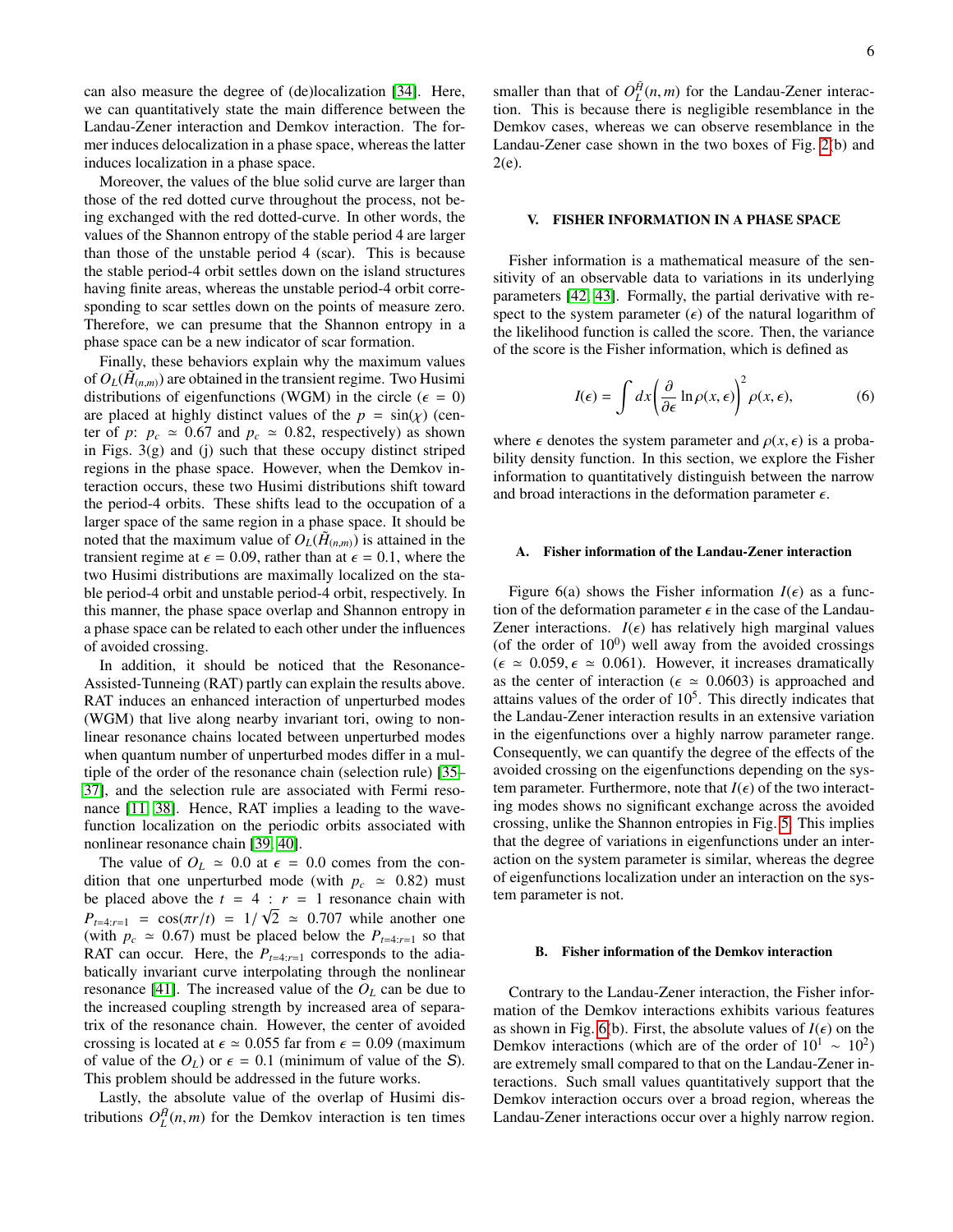can also measure the degree of (de)localization [34]. Here, we can quantitatively state the main difference between the Landau-Zener interaction and Demkov interaction. The former induces delocalization in a phase space, whereas the latter induces localization in a phase space.

Moreover, the values of the blue solid curve are larger than those of the red dotted curve throughout the process, not being exchanged with the red dotted-curve. In other words, the values of the Shannon entropy of the stable period 4 are larger than those of the unstable period 4 (scar). This is because the stable period-4 orbit settles down on the island structures having finite areas, whereas the unstable period-4 orbit corresponding to scar settles down on the points of measure zero. Therefore, we can presume that the Shannon entropy in a phase space can be a new indicator of scar formation.

Finally, these behaviors explain why the maximum values of $O_L(\tilde{H}_{(n,m)})$ are obtained in the transient regime. Two Husimi distributions of eigenfunctions (WGM) in the circle ($\epsilon = 0$) are placed at highly distinct values of the $p = \sin(\chi)$ (center of $p$: $p_c \simeq 0.67$ and $p_c \simeq 0.82$, respectively) as shown in Figs. 3(g) and (j) such that these occupy distinct striped regions in the phase space. However, when the Demkov interaction occurs, these two Husimi distributions shift toward the period-4 orbits. These shifts lead to the occupation of a larger space of the same region in a phase space. It should be noted that the maximum value of $O_L(\tilde{H}_{(n,m)})$ is attained in the transient regime at $\epsilon = 0.09$, rather than at $\epsilon = 0.1$, where the two Husimi distributions are maximally localized on the stable period-4 orbit and unstable period-4 orbit, respectively. In this manner, the phase space overlap and Shannon entropy in a phase space can be related to each other under the influences of avoided crossing.

In addition, it should be noticed that the Resonance-Assisted-Tunneing (RAT) partly can explain the results above. RAT induces an enhanced interaction of unperturbed modes (WGM) that live along nearby invariant tori, owing to nonlinear resonance chains located between unperturbed modes when quantum number of unperturbed modes differ in a multiple of the order of the resonance chain (selection rule) [35–37], and the selection rule are associated with Fermi resonance [11, 38]. Hence, RAT implies a leading to the wavefunction localization on the periodic orbits associated with nonlinear resonance chain [39, 40].

The value of $O_L \simeq 0.0$ at $\epsilon = 0.0$ comes from the condition that one unperturbed mode (with $p_c \simeq 0.82$) must be placed above the $t = 4 : r = 1$ resonance chain with $P_{t=4:r=1} = \cos(\pi r/t) = 1/\sqrt{2} \simeq 0.707$ while another one (with $p_c \simeq 0.67$) must be placed below the $P_{t=4:r=1}$ so that RAT can occur. Here, the $P_{t=4:r=1}$ corresponds to the adiabatically invariant curve interpolating through the nonlinear resonance [41]. The increased value of the $O_L$ can be due to the increased coupling strength by increased area of separatrix of the resonance chain. However, the center of avoided crossing is located at $\epsilon \simeq 0.055$ far from $\epsilon = 0.09$ (maximum of value of the $O_L$) or $\epsilon = 0.1$ (minimum of value of the $S$). This problem should be addressed in the future works.

Lastly, the absolute value of the overlap of Husimi distributions $O_L^{\tilde{H}}(n,m)$ for the Demkov interaction is ten times smaller than that of $O_L^{\tilde{H}}(n,m)$ for the Landau-Zener interaction. This is because there is negligible resemblance in the Demkov cases, whereas we can observe resemblance in the Landau-Zener case shown in the two boxes of Fig. 2(b) and 2(e).

## V. FISHER INFORMATION IN A PHASE SPACE

Fisher information is a mathematical measure of the sensitivity of an observable data to variations in its underlying parameters [42, 43]. Formally, the partial derivative with respect to the system parameter ($\epsilon$) of the natural logarithm of the likelihood function is called the score. Then, the variance of the score is the Fisher information, which is defined as

$$I(\epsilon) = \int dx \left( \frac{\partial}{\partial \epsilon} \ln \rho(x,\epsilon) \right)^2 \rho(x,\epsilon), \tag{6}$$

where $\epsilon$ denotes the system parameter and $\rho(x,\epsilon)$ is a probability density function. In this section, we explore the Fisher information to quantitatively distinguish between the narrow and broad interactions in the deformation parameter $\epsilon$.

### A. Fisher information of the Landau-Zener interaction

Figure 6(a) shows the Fisher information $I(\epsilon)$ as a function of the deformation parameter $\epsilon$ in the case of the Landau-Zener interactions. $I(\epsilon)$ has relatively high marginal values (of the order of $10^0$) well away from the avoided crossings ($\epsilon \simeq 0.059, \epsilon \simeq 0.061$). However, it increases dramatically as the center of interaction ($\epsilon \simeq 0.0603$) is approached and attains values of the order of $10^5$. This directly indicates that the Landau-Zener interaction results in an extensive variation in the eigenfunctions over a highly narrow parameter range. Consequently, we can quantify the degree of the effects of the avoided crossing on the eigenfunctions depending on the system parameter. Furthermore, note that $I(\epsilon)$ of the two interacting modes shows no significant exchange across the avoided crossing, unlike the Shannon entropies in Fig. 5. This implies that the degree of variations in eigenfunctions under an interaction on the system parameter is similar, whereas the degree of eigenfunctions localization under an interaction on the system parameter is not.

### B. Fisher information of the Demkov interaction

Contrary to the Landau-Zener interaction, the Fisher information of the Demkov interactions exhibits various features as shown in Fig. 6(b). First, the absolute values of $I(\epsilon)$ on the Demkov interactions (which are of the order of $10^1 \sim 10^2$) are extremely small compared to that on the Landau-Zener interactions. Such small values quantitatively support that the Demkov interaction occurs over a broad region, whereas the Landau-Zener interactions occur over a highly narrow region.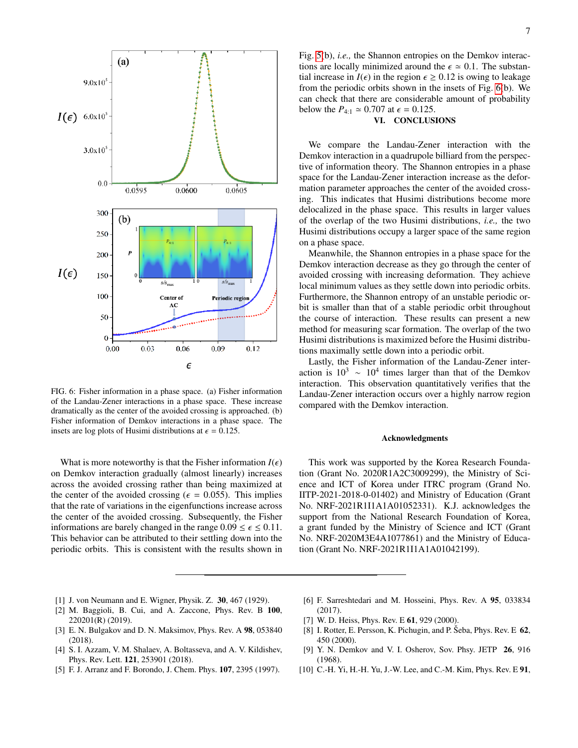FIG. 6: Fisher information in a phase space. (a) Fisher information of the Landau-Zener interactions in a phase space. These increase dramatically as the center of the avoided crossing is approached. (b) Fisher information of Demkov interactions in a phase space. The insets are log plots of Husimi distributions at $\epsilon = 0.125$.

What is more noteworthy is that the Fisher information $I(\epsilon)$ on Demkov interaction gradually (almost linearly) increases across the avoided crossing rather than being maximized at the center of the avoided crossing ($\epsilon = 0.055$). This implies that the rate of variations in the eigenfunctions increase across the center of the avoided crossing. Subsequently, the Fisher informations are barely changed in the range $0.09 \leq \epsilon \leq 0.11$. This behavior can be attributed to their settling down into the periodic orbits. This is consistent with the results shown in Fig. 5(b), *i.e.,* the Shannon entropies on the Demkov interactions are locally minimized around the $\epsilon \simeq 0.1$. The substantial increase in $I(\epsilon)$ in the region $\epsilon \geq 0.12$ is owing to leakage from the periodic orbits shown in the insets of Fig. 6(b). We can check that there are considerable amount of probability below the $P_{4:1} \simeq 0.707$ at $\epsilon = 0.125$.

## VI. CONCLUSIONS

We compare the Landau-Zener interaction with the Demkov interaction in a quadrupole billiard from the perspective of information theory. The Shannon entropies in a phase space for the Landau-Zener interaction increase as the deformation parameter approaches the center of the avoided crossing. This indicates that Husimi distributions become more delocalized in the phase space. This results in larger values of the overlap of the two Husimi distributions, *i.e.,* the two Husimi distributions occupy a larger space of the same region on a phase space.

Meanwhile, the Shannon entropies in a phase space for the Demkov interaction decrease as they go through the center of avoided crossing with increasing deformation. They achieve local minimum values as they settle down into periodic orbits. Furthermore, the Shannon entropy of an unstable periodic orbit is smaller than that of a stable periodic orbit throughout the course of interaction. These results can present a new method for measuring scar formation. The overlap of the two Husimi distributions is maximized before the Husimi distributions maximally settle down into a periodic orbit.

Lastly, the Fisher information of the Landau-Zener interaction is $10^3 \sim 10^4$ times larger than that of the Demkov interaction. This observation quantitatively verifies that the Landau-Zener interaction occurs over a highly narrow region compared with the Demkov interaction.

### Acknowledgments

This work was supported by the Korea Research Foundation (Grant No. 2020R1A2C3009299), the Ministry of Science and ICT of Korea under ITRC program (Grand No. IITP-2021-2018-0-01402) and Ministry of Education (Grant No. NRF-2021R1I1A1A01052331). K.J. acknowledges the support from the National Research Foundation of Korea, a grant funded by the Ministry of Science and ICT (Grant No. NRF-2020M3E4A1077861) and the Ministry of Education (Grant No. NRF-2021R1I1A1A01042199).

---

[1] J. von Neumann and E. Wigner, Physik. Z. **30**, 467 (1929).

[2] M. Baggioli, B. Cui, and A. Zaccone, Phys. Rev. B **100**, 220201(R) (2019).

[3] E. N. Bulgakov and D. N. Maksimov, Phys. Rev. A **98**, 053840 (2018).

[4] S. I. Azzam, V. M. Shalaev, A. Boltasseva, and A. V. Kildishev, Phys. Rev. Lett. **121**, 253901 (2018).

[5] F. J. Arranz and F. Borondo, J. Chem. Phys. **107**, 2395 (1997).

[6] F. Sarreshtedari and M. Hosseini, Phys. Rev. A **95**, 033834 (2017).

[7] W. D. Heiss, Phys. Rev. E **61**, 929 (2000).

[8] I. Rotter, E. Persson, K. Pichugin, and P. Šeba, Phys. Rev. E **62**, 450 (2000).

[9] Y. N. Demkov and V. I. Osherov, Sov. Phsy. JETP **26**, 916 (1968).

[10] C.-H. Yi, H.-H. Yu, J.-W. Lee, and C.-M. Kim, Phys. Rev. E **91**,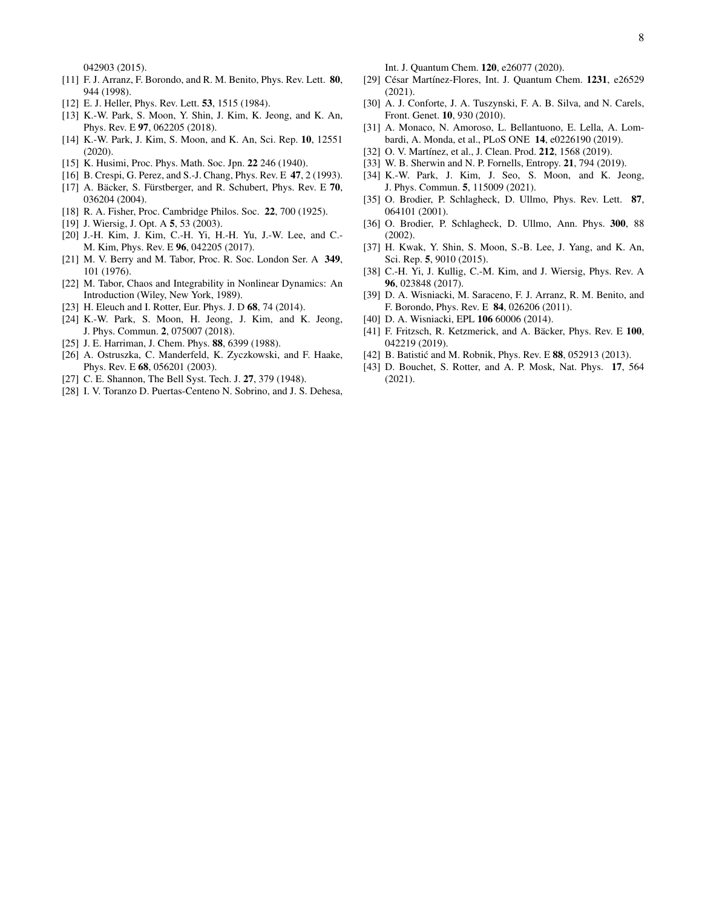042903 (2015).

- [11] F. J. Arranz, F. Borondo, and R. M. Benito, Phys. Rev. Lett. **80**, 944 (1998).
- [12] E. J. Heller, Phys. Rev. Lett. **53**, 1515 (1984).
- [13] K.-W. Park, S. Moon, Y. Shin, J. Kim, K. Jeong, and K. An, Phys. Rev. E **97**, 062205 (2018).
- [14] K.-W. Park, J. Kim, S. Moon, and K. An, Sci. Rep. **10**, 12551 (2020).
- [15] K. Husimi, Proc. Phys. Math. Soc. Jpn. **22** 246 (1940).
- [16] B. Crespi, G. Perez, and S.-J. Chang, Phys. Rev. E **47**, 2 (1993).
- [17] A. Bäcker, S. Fürstberger, and R. Schubert, Phys. Rev. E **70**, 036204 (2004).
- [18] R. A. Fisher, Proc. Cambridge Philos. Soc. **22**, 700 (1925).
- [19] J. Wiersig, J. Opt. A **5**, 53 (2003).
- [20] J.-H. Kim, J. Kim, C.-H. Yi, H.-H. Yu, J.-W. Lee, and C.-M. Kim, Phys. Rev. E **96**, 042205 (2017).
- [21] M. V. Berry and M. Tabor, Proc. R. Soc. London Ser. A **349**, 101 (1976).
- [22] M. Tabor, Chaos and Integrability in Nonlinear Dynamics: An Introduction (Wiley, New York, 1989).
- [23] H. Eleuch and I. Rotter, Eur. Phys. J. D **68**, 74 (2014).
- [24] K.-W. Park, S. Moon, H. Jeong, J. Kim, and K. Jeong, J. Phys. Commun. **2**, 075007 (2018).
- [25] J. E. Harriman, J. Chem. Phys. **88**, 6399 (1988).
- [26] A. Ostruszka, C. Manderfeld, K. Zyczkowski, and F. Haake, Phys. Rev. E **68**, 056201 (2003).
- [27] C. E. Shannon, The Bell Syst. Tech. J. **27**, 379 (1948).
- [28] I. V. Toranzo D. Puertas-Centeno N. Sobrino, and J. S. Dehesa, Int. J. Quantum Chem. **120**, e26077 (2020).
- [29] César Martínez-Flores, Int. J. Quantum Chem. **1231**, e26529 (2021).
- [30] A. J. Conforte, J. A. Tuszynski, F. A. B. Silva, and N. Carels, Front. Genet. **10**, 930 (2010).
- [31] A. Monaco, N. Amoroso, L. Bellantuono, E. Lella, A. Lombardi, A. Monda, et al., PLoS ONE **14**, e0226190 (2019).
- [32] O. V. Martínez, et al., J. Clean. Prod. **212**, 1568 (2019).
- [33] W. B. Sherwin and N. P. Fornells, Entropy. **21**, 794 (2019).
- [34] K.-W. Park, J. Kim, J. Seo, S. Moon, and K. Jeong, J. Phys. Commun. **5**, 115009 (2021).
- [35] O. Brodier, P. Schlagheck, D. Ullmo, Phys. Rev. Lett. **87**, 064101 (2001).
- [36] O. Brodier, P. Schlagheck, D. Ullmo, Ann. Phys. **300**, 88 (2002).
- [37] H. Kwak, Y. Shin, S. Moon, S.-B. Lee, J. Yang, and K. An, Sci. Rep. **5**, 9010 (2015).
- [38] C.-H. Yi, J. Kullig, C.-M. Kim, and J. Wiersig, Phys. Rev. A **96**, 023848 (2017).
- [39] D. A. Wisniacki, M. Saraceno, F. J. Arranz, R. M. Benito, and F. Borondo, Phys. Rev. E **84**, 026206 (2011).
- [40] D. A. Wisniacki, EPL **106** 60006 (2014).
- [41] F. Fritzsch, R. Ketzmerick, and A. Bäcker, Phys. Rev. E **100**, 042219 (2019).
- [42] B. Batistić and M. Robnik, Phys. Rev. E **88**, 052913 (2013).
- [43] D. Bouchet, S. Rotter, and A. P. Mosk, Nat. Phys. **17**, 564 (2021).